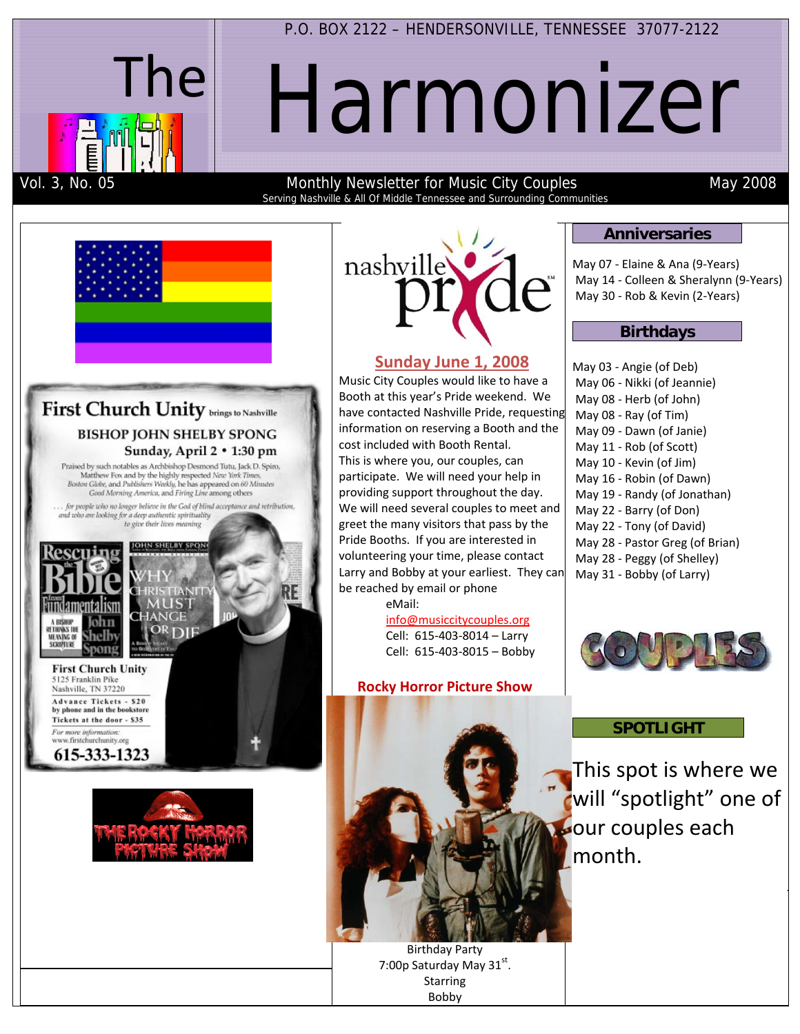P.O. BOX 2122 – HENDERSONVILLE, TENNESSEE 37077-2122

# The Harmonizer

Vol. 3, No. 05 — Monthly Newsletter for Music City Couples — May 2008

Serving Nashville & All Of Middle Tennessee and Surrounding Communities

## First Church Unity brings to Nashville

### BISHOP JOHN SHELBY SPONG

**Sunday, April 2 • 1:30 pm**

Praised by such notables as Archbishop Desmond Tutu, Jack D. Spiro, Matthew Fox and by the highly respected *New York Times*, *Boston Globe*, and *Publishers Weekly*, he has appeared on *60 Minutes*, *Good Morning America*, and *Firing Line* among others

*. . . for people who no longer believe in the God of blind acceptance and retribution, and who are looking for a deep authentic spirituality to give their lives meaning*

First Church Unity
5125 Franklin Pike
Nashville, TN 37220

Advance Tickets - $20 by phone and in the bookstore
Tickets at the door - $35

For more information: www.firstchurchunity.org

**615-333-1323**

THE ROCKY HORROR PICTURE SHOW

## nashville pride

### Sunday June 1, 2008

Music City Couples would like to have a Booth at this year's Pride weekend. We have contacted Nashville Pride, requesting information on reserving a Booth and the cost included with Booth Rental. This is where you, our couples, can participate. We will need your help in providing support throughout the day. We will need several couples to meet and greet the many visitors that pass by the Pride Booths. If you are interested in volunteering your time, please contact Larry and Bobby at your earliest. They can be reached by email or phone

eMail: info@musiccitycouples.org
Cell: 615-403-8014 – Larry
Cell: 615-403-8015 – Bobby

### Rocky Horror Picture Show

Birthday Party
7:00p Saturday May 31st.
Starring
Bobby

## Anniversaries

May 07 - Elaine & Ana (9-Years)
May 14 - Colleen & Sheralynn (9-Years)
May 30 - Rob & Kevin (2-Years)

## Birthdays

May 03 - Angie (of Deb)
May 06 - Nikki (of Jeannie)
May 08 - Herb (of John)
May 08 - Ray (of Tim)
May 09 - Dawn (of Janie)
May 11 - Rob (of Scott)
May 10 - Kevin (of Jim)
May 16 - Robin (of Dawn)
May 19 - Randy (of Jonathan)
May 22 - Barry (of Don)
May 22 - Tony (of David)
May 28 - Pastor Greg (of Brian)
May 28 - Peggy (of Shelley)
May 31 - Bobby (of Larry)

COUPLES

## SPOTLIGHT

This spot is where we will "spotlight" one of our couples each month.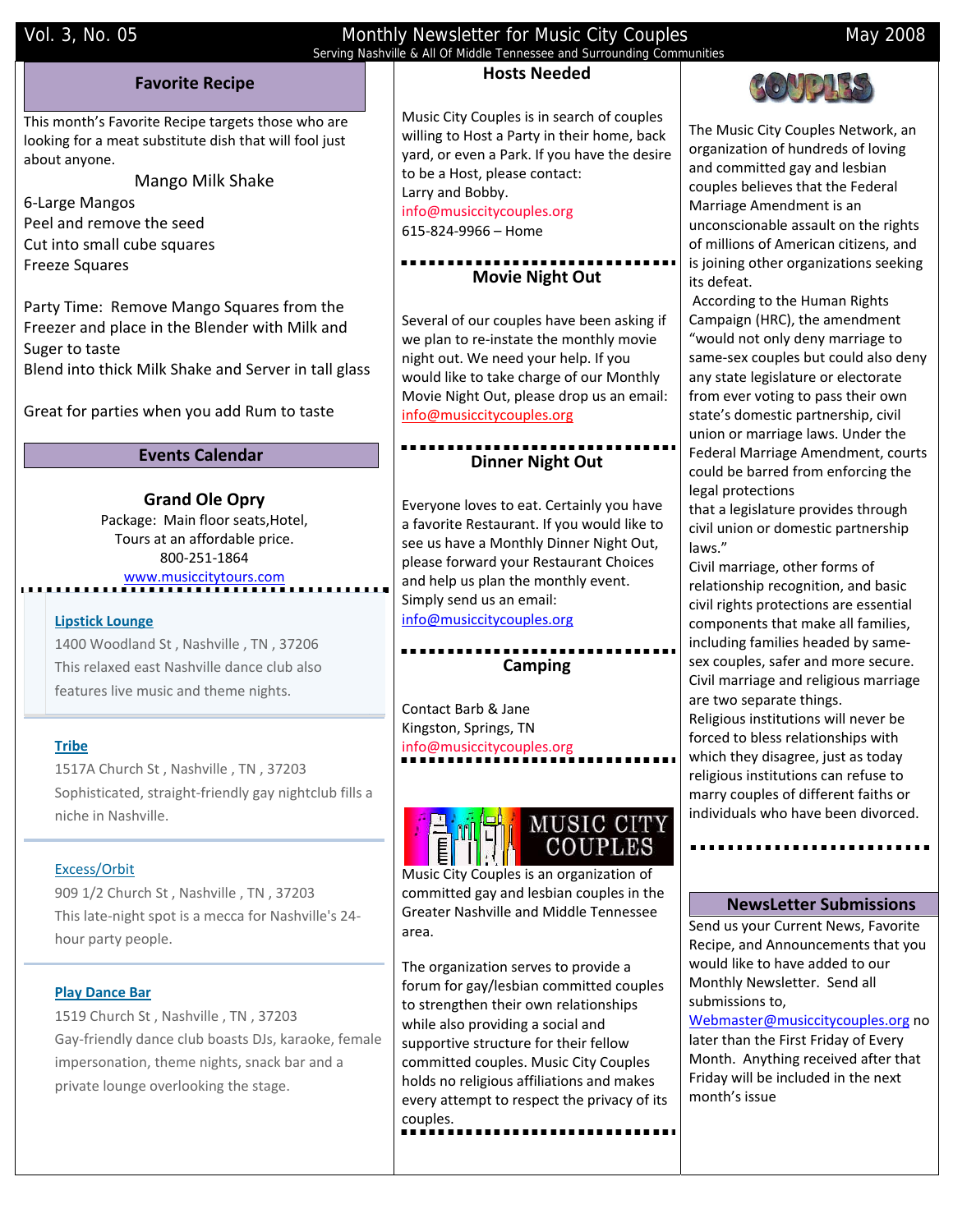Vol. 3, No. 05 — Monthly Newsletter for Music City Couples — May 2008

Serving Nashville & All Of Middle Tennessee and Surrounding Communities

## Favorite Recipe

This month's Favorite Recipe targets those who are looking for a meat substitute dish that will fool just about anyone.

### Mango Milk Shake

6-Large Mangos
Peel and remove the seed
Cut into small cube squares
Freeze Squares

Party Time: Remove Mango Squares from the Freezer and place in the Blender with Milk and Suger to taste
Blend into thick Milk Shake and Server in tall glass

Great for parties when you add Rum to taste

## Events Calendar

### Grand Ole Opry

Package: Main floor seats,Hotel, Tours at an affordable price.
800-251-1864
www.musiccitytours.com

**Lipstick Lounge**
1400 Woodland St , Nashville , TN , 37206
This relaxed east Nashville dance club also features live music and theme nights.

**Tribe**
1517A Church St , Nashville , TN , 37203
Sophisticated, straight-friendly gay nightclub fills a niche in Nashville.

**Excess/Orbit**
909 1/2 Church St , Nashville , TN , 37203
This late-night spot is a mecca for Nashville's 24-hour party people.

**Play Dance Bar**
1519 Church St , Nashville , TN , 37203
Gay-friendly dance club boasts DJs, karaoke, female impersonation, theme nights, snack bar and a private lounge overlooking the stage.

## Hosts Needed

Music City Couples is in search of couples willing to Host a Party in their home, back yard, or even a Park. If you have the desire to be a Host, please contact:
Larry and Bobby.
info@musiccitycouples.org
615-824-9966 – Home

## Movie Night Out

Several of our couples have been asking if we plan to re-instate the monthly movie night out. We need your help. If you would like to take charge of our Monthly Movie Night Out, please drop us an email:
info@musiccitycouples.org

## Dinner Night Out

Everyone loves to eat. Certainly you have a favorite Restaurant. If you would like to see us have a Monthly Dinner Night Out, please forward your Restaurant Choices and help us plan the monthly event. Simply send us an email:
info@musiccitycouples.org

## Camping

Contact Barb & Jane
Kingston, Springs, TN
info@musiccitycouples.org

MUSIC CITY COUPLES

Music City Couples is an organization of committed gay and lesbian couples in the Greater Nashville and Middle Tennessee area.

The organization serves to provide a forum for gay/lesbian committed couples to strengthen their own relationships while also providing a social and supportive structure for their fellow committed couples. Music City Couples holds no religious affiliations and makes every attempt to respect the privacy of its couples.

COUPLES

The Music City Couples Network, an organization of hundreds of loving and committed gay and lesbian couples believes that the Federal Marriage Amendment is an unconscionable assault on the rights of millions of American citizens, and is joining other organizations seeking its defeat.

According to the Human Rights Campaign (HRC), the amendment "would not only deny marriage to same-sex couples but could also deny any state legislature or electorate from ever voting to pass their own state's domestic partnership, civil union or marriage laws. Under the Federal Marriage Amendment, courts could be barred from enforcing the legal protections that a legislature provides through civil union or domestic partnership laws."

Civil marriage, other forms of relationship recognition, and basic civil rights protections are essential components that make all families, including families headed by same-sex couples, safer and more secure. Civil marriage and religious marriage are two separate things. Religious institutions will never be forced to bless relationships with which they disagree, just as today religious institutions can refuse to marry couples of different faiths or individuals who have been divorced.

## NewsLetter Submissions

Send us your Current News, Favorite Recipe, and Announcements that you would like to have added to our Monthly Newsletter. Send all submissions to, Webmaster@musiccitycouples.org no later than the First Friday of Every Month. Anything received after that Friday will be included in the next month's issue